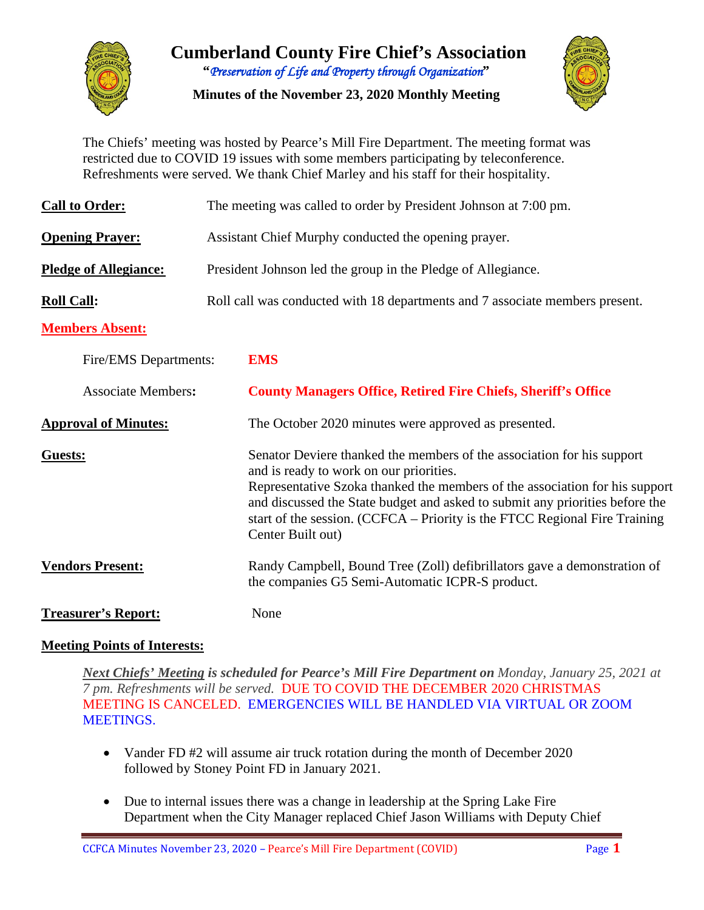# Cumberland County Fire Chief's Association

***"Preservation of Life and Property through Organization"***

**Minutes of the November 23, 2020 Monthly Meeting**

The Chiefs' meeting was hosted by Pearce's Mill Fire Department. The meeting format was restricted due to COVID 19 issues with some members participating by teleconference. Refreshments were served. We thank Chief Marley and his staff for their hospitality.

**Call to Order:** The meeting was called to order by President Johnson at 7:00 pm.

**Opening Prayer:** Assistant Chief Murphy conducted the opening prayer.

**Pledge of Allegiance:** President Johnson led the group in the Pledge of Allegiance.

**Roll Call:** Roll call was conducted with 18 departments and 7 associate members present.

**Members Absent:**

Fire/EMS Departments: **EMS**

Associate Members: **County Managers Office, Retired Fire Chiefs, Sheriff's Office**

**Approval of Minutes:** The October 2020 minutes were approved as presented.

**Guests:** Senator Deviere thanked the members of the association for his support and is ready to work on our priorities.
Representative Szoka thanked the members of the association for his support and discussed the State budget and asked to submit any priorities before the start of the session. (CCFCA – Priority is the FTCC Regional Fire Training Center Built out)

**Vendors Present:** Randy Campbell, Bound Tree (Zoll) defibrillators gave a demonstration of the companies G5 Semi-Automatic ICPR-S product.

**Treasurer's Report:** None

**Meeting Points of Interests:**

***Next Chiefs' Meeting is scheduled for Pearce's Mill Fire Department on*** *Monday, January 25, 2021 at 7 pm. Refreshments will be served.* DUE TO COVID THE DECEMBER 2020 CHRISTMAS MEETING IS CANCELED. EMERGENCIES WILL BE HANDLED VIA VIRTUAL OR ZOOM MEETINGS.

- Vander FD #2 will assume air truck rotation during the month of December 2020 followed by Stoney Point FD in January 2021.
- Due to internal issues there was a change in leadership at the Spring Lake Fire Department when the City Manager replaced Chief Jason Williams with Deputy Chief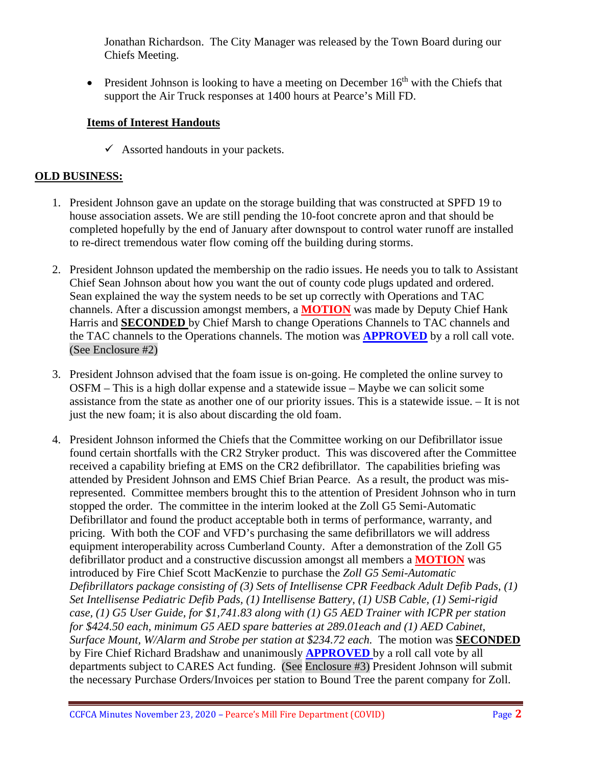Jonathan Richardson. The City Manager was released by the Town Board during our Chiefs Meeting.

- President Johnson is looking to have a meeting on December 16th with the Chiefs that support the Air Truck responses at 1400 hours at Pearce's Mill FD.

**Items of Interest Handouts**

- ✓ Assorted handouts in your packets.

**OLD BUSINESS:**

1. President Johnson gave an update on the storage building that was constructed at SPFD 19 to house association assets. We are still pending the 10-foot concrete apron and that should be completed hopefully by the end of January after downspout to control water runoff are installed to re-direct tremendous water flow coming off the building during storms.

2. President Johnson updated the membership on the radio issues. He needs you to talk to Assistant Chief Sean Johnson about how you want the out of county code plugs updated and ordered. Sean explained the way the system needs to be set up correctly with Operations and TAC channels. After a discussion amongst members, a **MOTION** was made by Deputy Chief Hank Harris and **SECONDED** by Chief Marsh to change Operations Channels to TAC channels and the TAC channels to the Operations channels. The motion was **APPROVED** by a roll call vote. (See Enclosure #2)

3. President Johnson advised that the foam issue is on-going. He completed the online survey to OSFM – This is a high dollar expense and a statewide issue – Maybe we can solicit some assistance from the state as another one of our priority issues. This is a statewide issue. – It is not just the new foam; it is also about discarding the old foam.

4. President Johnson informed the Chiefs that the Committee working on our Defibrillator issue found certain shortfalls with the CR2 Stryker product. This was discovered after the Committee received a capability briefing at EMS on the CR2 defibrillator. The capabilities briefing was attended by President Johnson and EMS Chief Brian Pearce. As a result, the product was mis-represented. Committee members brought this to the attention of President Johnson who in turn stopped the order. The committee in the interim looked at the Zoll G5 Semi-Automatic Defibrillator and found the product acceptable both in terms of performance, warranty, and pricing. With both the COF and VFD's purchasing the same defibrillators we will address equipment interoperability across Cumberland County. After a demonstration of the Zoll G5 defibrillator product and a constructive discussion amongst all members a **MOTION** was introduced by Fire Chief Scott MacKenzie to purchase the *Zoll G5 Semi-Automatic Defibrillators package consisting of (3) Sets of Intellisense CPR Feedback Adult Defib Pads, (1) Set Intellisense Pediatric Defib Pads, (1) Intellisense Battery, (1) USB Cable, (1) Semi-rigid case, (1) G5 User Guide, for $1,741.83 along with (1) G5 AED Trainer with ICPR per station for $424.50 each, minimum G5 AED spare batteries at 289.01each and (1) AED Cabinet, Surface Mount, W/Alarm and Strobe per station at $234.72 each.* The motion was **SECONDED** by Fire Chief Richard Bradshaw and unanimously **APPROVED** by a roll call vote by all departments subject to CARES Act funding. (See Enclosure #3) President Johnson will submit the necessary Purchase Orders/Invoices per station to Bound Tree the parent company for Zoll.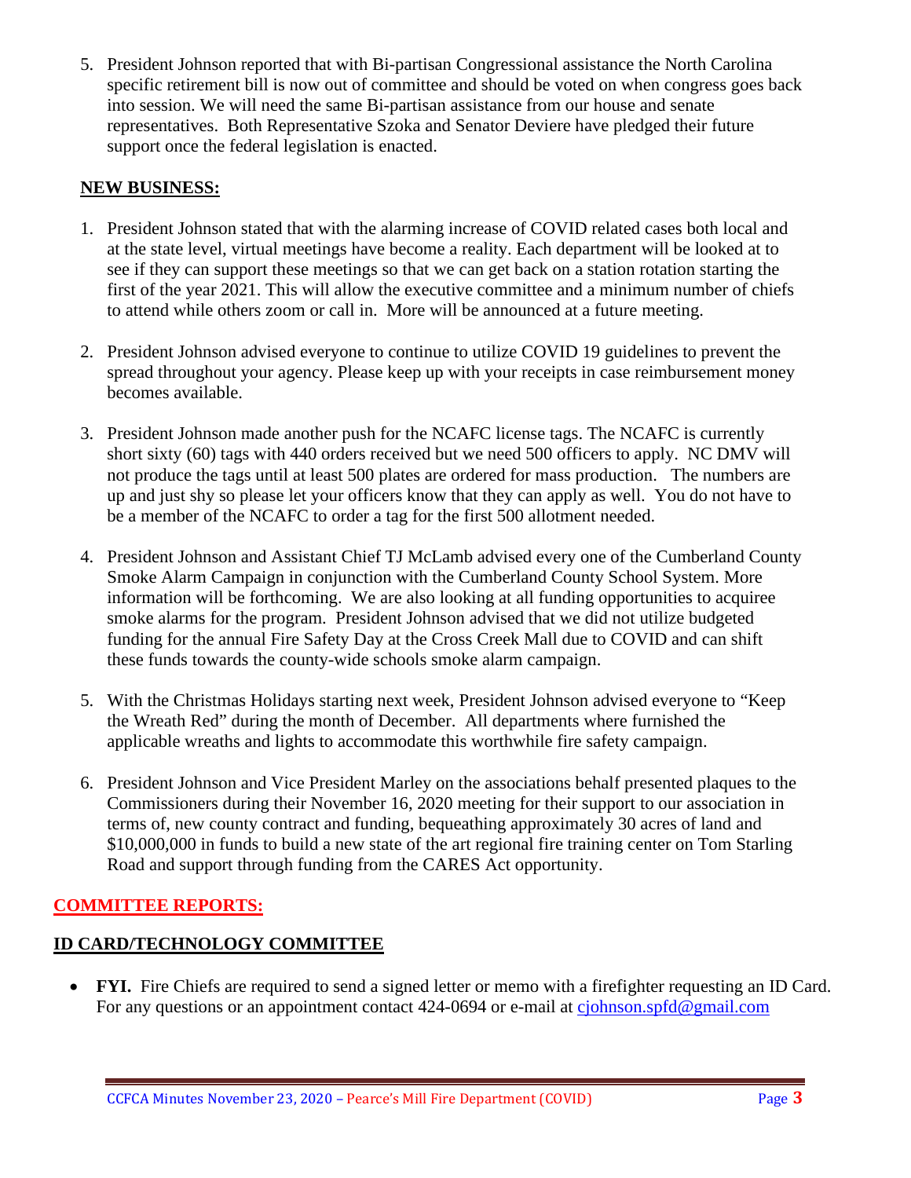5. President Johnson reported that with Bi-partisan Congressional assistance the North Carolina specific retirement bill is now out of committee and should be voted on when congress goes back into session. We will need the same Bi-partisan assistance from our house and senate representatives. Both Representative Szoka and Senator Deviere have pledged their future support once the federal legislation is enacted.

## NEW BUSINESS:

1. President Johnson stated that with the alarming increase of COVID related cases both local and at the state level, virtual meetings have become a reality. Each department will be looked at to see if they can support these meetings so that we can get back on a station rotation starting the first of the year 2021. This will allow the executive committee and a minimum number of chiefs to attend while others zoom or call in. More will be announced at a future meeting.

2. President Johnson advised everyone to continue to utilize COVID 19 guidelines to prevent the spread throughout your agency. Please keep up with your receipts in case reimbursement money becomes available.

3. President Johnson made another push for the NCAFC license tags. The NCAFC is currently short sixty (60) tags with 440 orders received but we need 500 officers to apply. NC DMV will not produce the tags until at least 500 plates are ordered for mass production. The numbers are up and just shy so please let your officers know that they can apply as well. You do not have to be a member of the NCAFC to order a tag for the first 500 allotment needed.

4. President Johnson and Assistant Chief TJ McLamb advised every one of the Cumberland County Smoke Alarm Campaign in conjunction with the Cumberland County School System. More information will be forthcoming. We are also looking at all funding opportunities to acquiree smoke alarms for the program. President Johnson advised that we did not utilize budgeted funding for the annual Fire Safety Day at the Cross Creek Mall due to COVID and can shift these funds towards the county-wide schools smoke alarm campaign.

5. With the Christmas Holidays starting next week, President Johnson advised everyone to "Keep the Wreath Red" during the month of December. All departments where furnished the applicable wreaths and lights to accommodate this worthwhile fire safety campaign.

6. President Johnson and Vice President Marley on the associations behalf presented plaques to the Commissioners during their November 16, 2020 meeting for their support to our association in terms of, new county contract and funding, bequeathing approximately 30 acres of land and $10,000,000 in funds to build a new state of the art regional fire training center on Tom Starling Road and support through funding from the CARES Act opportunity.

## COMMITTEE REPORTS:

### ID CARD/TECHNOLOGY COMMITTEE

- **FYI.** Fire Chiefs are required to send a signed letter or memo with a firefighter requesting an ID Card. For any questions or an appointment contact 424-0694 or e-mail at cjohnson.spfd@gmail.com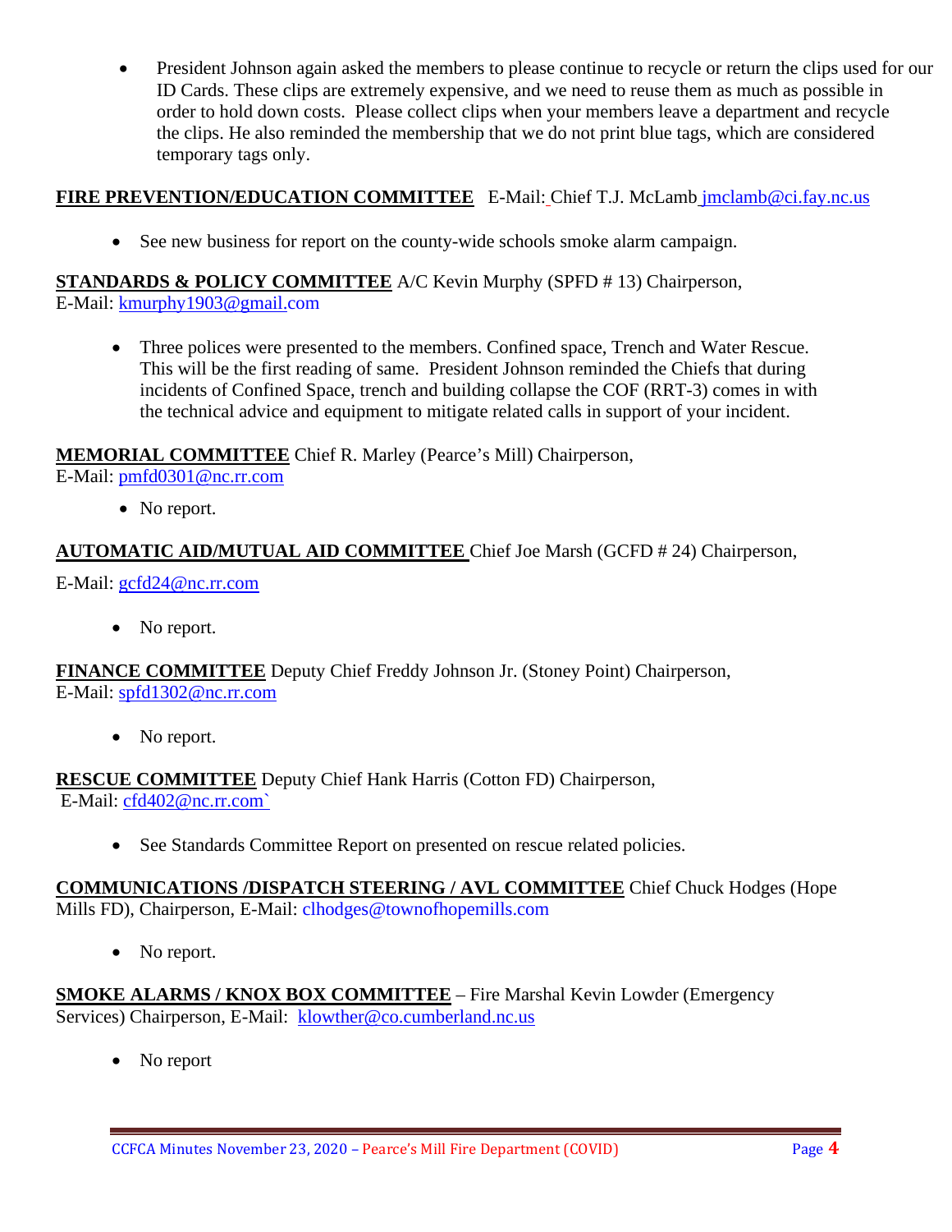- President Johnson again asked the members to please continue to recycle or return the clips used for our ID Cards. These clips are extremely expensive, and we need to reuse them as much as possible in order to hold down costs. Please collect clips when your members leave a department and recycle the clips. He also reminded the membership that we do not print blue tags, which are considered temporary tags only.

**FIRE PREVENTION/EDUCATION COMMITTEE** E-Mail: Chief T.J. McLamb jmclamb@ci.fay.nc.us

- See new business for report on the county-wide schools smoke alarm campaign.

**STANDARDS & POLICY COMMITTEE** A/C Kevin Murphy (SPFD # 13) Chairperson, E-Mail: kmurphy1903@gmail.com

- Three polices were presented to the members. Confined space, Trench and Water Rescue. This will be the first reading of same. President Johnson reminded the Chiefs that during incidents of Confined Space, trench and building collapse the COF (RRT-3) comes in with the technical advice and equipment to mitigate related calls in support of your incident.

**MEMORIAL COMMITTEE** Chief R. Marley (Pearce's Mill) Chairperson, E-Mail: pmfd0301@nc.rr.com

- No report.

**AUTOMATIC AID/MUTUAL AID COMMITTEE** Chief Joe Marsh (GCFD # 24) Chairperson, E-Mail: gcfd24@nc.rr.com

- No report.

**FINANCE COMMITTEE** Deputy Chief Freddy Johnson Jr. (Stoney Point) Chairperson, E-Mail: spfd1302@nc.rr.com

- No report.

**RESCUE COMMITTEE** Deputy Chief Hank Harris (Cotton FD) Chairperson, E-Mail: cfd402@nc.rr.com`

- See Standards Committee Report on presented on rescue related policies.

**COMMUNICATIONS /DISPATCH STEERING / AVL COMMITTEE** Chief Chuck Hodges (Hope Mills FD), Chairperson, E-Mail: clhodges@townofhopemills.com

- No report.

**SMOKE ALARMS / KNOX BOX COMMITTEE** – Fire Marshal Kevin Lowder (Emergency Services) Chairperson, E-Mail: klowther@co.cumberland.nc.us

- No report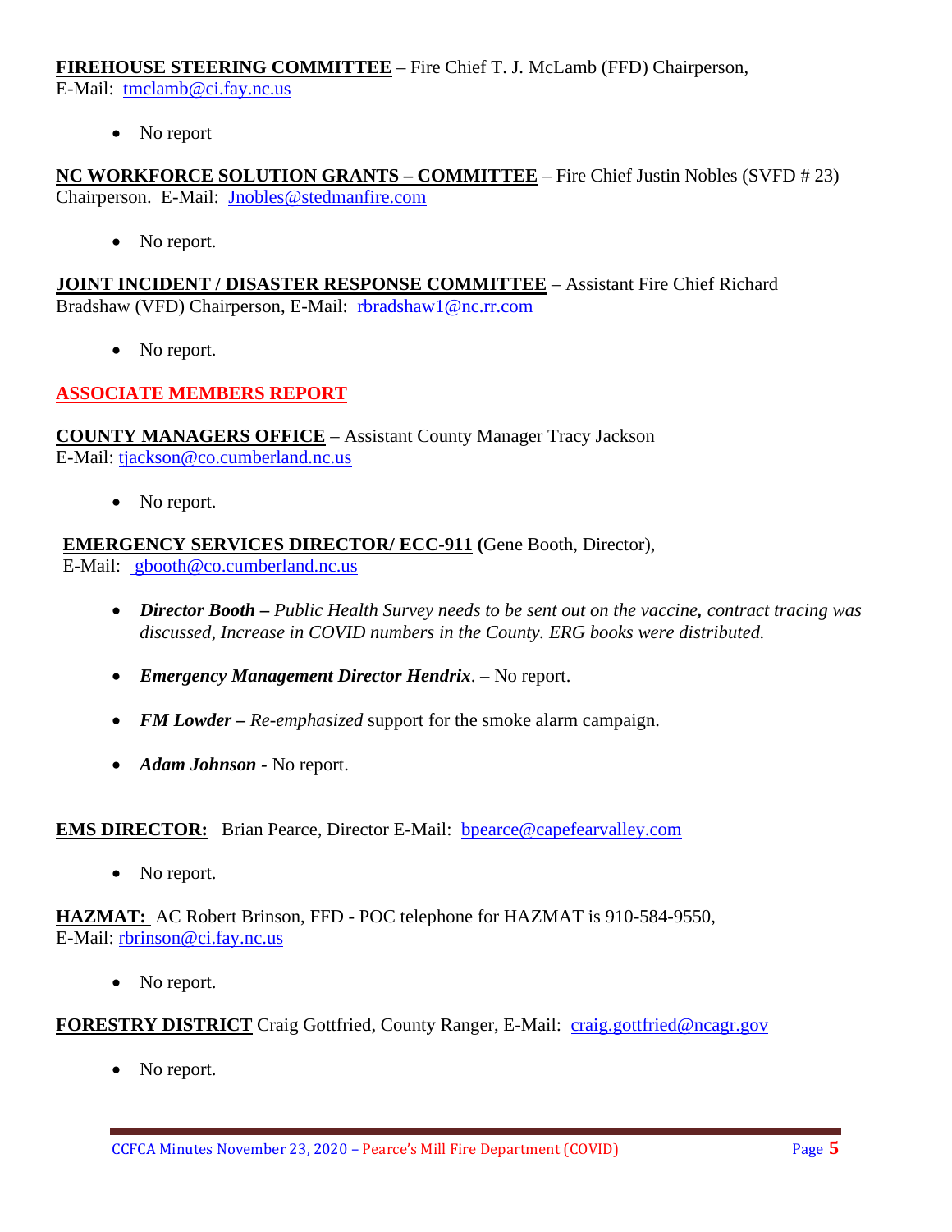**FIREHOUSE STEERING COMMITTEE** – Fire Chief T. J. McLamb (FFD) Chairperson, E-Mail: tmclamb@ci.fay.nc.us

- No report

**NC WORKFORCE SOLUTION GRANTS – COMMITTEE** – Fire Chief Justin Nobles (SVFD # 23) Chairperson. E-Mail: Jnobles@stedmanfire.com

- No report.

**JOINT INCIDENT / DISASTER RESPONSE COMMITTEE** – Assistant Fire Chief Richard Bradshaw (VFD) Chairperson, E-Mail: rbradshaw1@nc.rr.com

- No report.

## ASSOCIATE MEMBERS REPORT

**COUNTY MANAGERS OFFICE** – Assistant County Manager Tracy Jackson E-Mail: tjackson@co.cumberland.nc.us

- No report.

**EMERGENCY SERVICES DIRECTOR/ ECC-911 (**Gene Booth, Director), E-Mail: gbooth@co.cumberland.nc.us

- ***Director Booth –*** *Public Health Survey needs to be sent out on the vaccine**,** contract tracing was discussed, Increase in COVID numbers in the County. ERG books were distributed.*

- ***Emergency Management Director Hendrix***. – No report.

- ***FM Lowder –*** *Re-emphasized* support for the smoke alarm campaign.

- ***Adam Johnson*** **-** No report.

**EMS DIRECTOR:** Brian Pearce, Director E-Mail: bpearce@capefearvalley.com

- No report.

**HAZMAT:** AC Robert Brinson, FFD - POC telephone for HAZMAT is 910-584-9550, E-Mail: rbrinson@ci.fay.nc.us

- No report.

**FORESTRY DISTRICT** Craig Gottfried, County Ranger, E-Mail: craig.gottfried@ncagr.gov

- No report.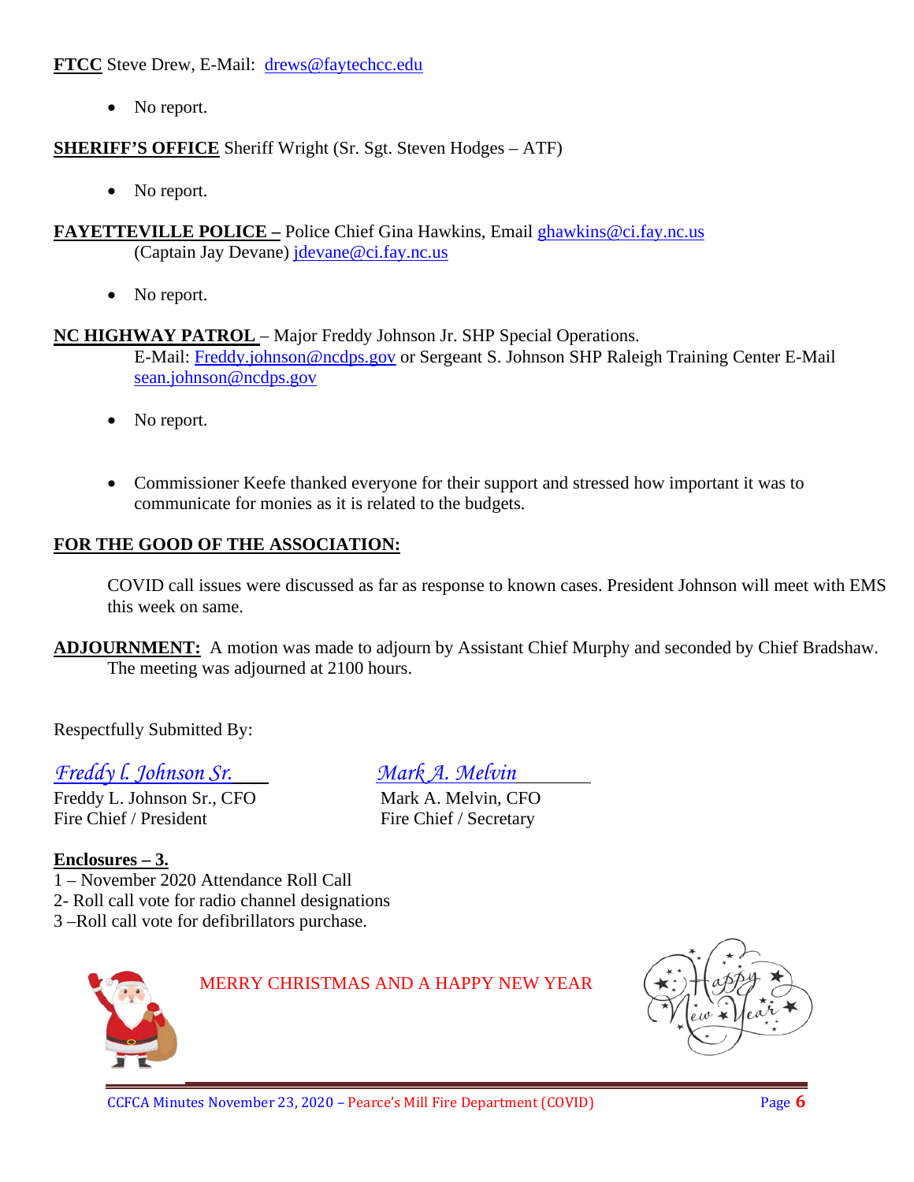**FTCC** Steve Drew, E-Mail: drews@faytechcc.edu

- No report.

**SHERIFF'S OFFICE** Sheriff Wright (Sr. Sgt. Steven Hodges – ATF)

- No report.

**FAYETTEVILLE POLICE –** Police Chief Gina Hawkins, Email ghawkins@ci.fay.nc.us
(Captain Jay Devane) jdevane@ci.fay.nc.us

- No report.

**NC HIGHWAY PATROL** – Major Freddy Johnson Jr. SHP Special Operations.
E-Mail: Freddy.johnson@ncdps.gov or Sergeant S. Johnson SHP Raleigh Training Center E-Mail sean.johnson@ncdps.gov

- No report.

- Commissioner Keefe thanked everyone for their support and stressed how important it was to communicate for monies as it is related to the budgets.

**FOR THE GOOD OF THE ASSOCIATION:**

COVID call issues were discussed as far as response to known cases. President Johnson will meet with EMS this week on same.

**ADJOURNMENT:** A motion was made to adjourn by Assistant Chief Murphy and seconded by Chief Bradshaw. The meeting was adjourned at 2100 hours.

Respectfully Submitted By:

| *Freddy L. Johnson Sr.* | *Mark A. Melvin* |
|---|---|
| Freddy L. Johnson Sr., CFO | Mark A. Melvin, CFO |
| Fire Chief / President | Fire Chief / Secretary |

**Enclosures – 3.**
1 – November 2020 Attendance Roll Call
2- Roll call vote for radio channel designations
3 –Roll call vote for defibrillators purchase.

MERRY CHRISTMAS AND A HAPPY NEW YEAR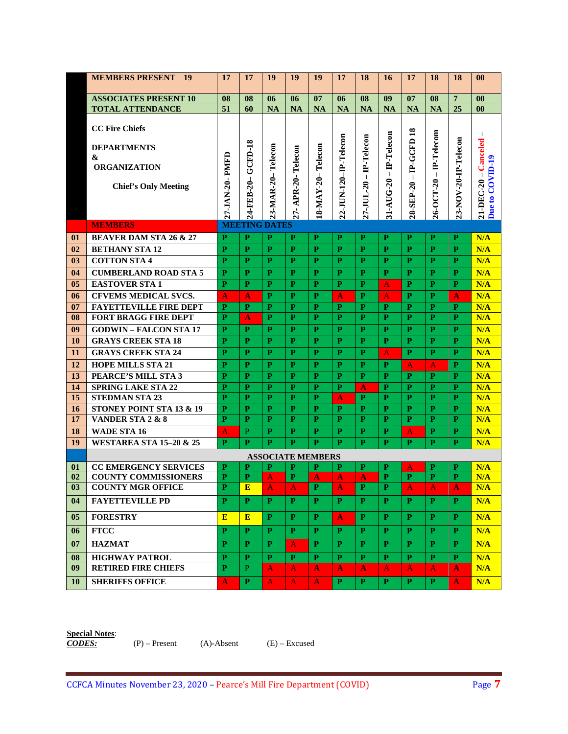| | MEMBERS PRESENT 19 | 17 | 17 | 19 | 19 | 19 | 17 | 18 | 16 | 17 | 18 | 18 | 00 |
|---|---|---|---|---|---|---|---|---|---|---|---|---|---|
| | ASSOCIATES PRESENT 10 | 08 | 08 | 06 | 06 | 07 | 06 | 08 | 09 | 07 | 08 | 7 | 00 |
| | TOTAL ATTENDANCE | 51 | 60 | NA | NA | NA | NA | NA | NA | NA | NA | 25 | 00 |
| | CC Fire Chiefs DEPARTMENTS & ORGANIZATION Chief's Only Meeting | 27-JAN-20- PMFD | 24-FEB-20– GCFD-18 | 23-MAR-20– Telecon | 27- APR-20- Telecon | 18-MAY-20– Telecon | 22-JUN-120–IP-Telecon | 27-JUL-20 – IP-Telecon | 31-AUG-20 – IP-Telecon | 28-SEP-20 – IP-GCFD 18 | 26-OCT-20 – IP-Telecom | 23-NOV-20-IP-Telecon | 21-DEC-20 – Canceled – Due to COVID-19 |
| | **MEMBERS** | **MEETING DATES** | | | | | | | | | | | |
| 01 | BEAVER DAM STA 26 & 27 | P | P | P | P | P | P | P | P | P | P | P | N/A |
| 02 | BETHANY STA 12 | P | P | P | P | P | P | P | P | P | P | P | N/A |
| 03 | COTTON STA 4 | P | P | P | P | P | P | P | P | P | P | P | N/A |
| 04 | CUMBERLAND ROAD STA 5 | P | P | P | P | P | P | P | P | P | P | P | N/A |
| 05 | EASTOVER STA 1 | P | P | P | P | P | P | P | A | P | P | P | N/A |
| 06 | CFVEMS MEDICAL SVCS. | A | A | P | P | P | A | P | A | P | P | A | N/A |
| 07 | FAYETTEVILLE FIRE DEPT | P | P | P | P | P | P | P | P | P | P | P | N/A |
| 08 | FORT BRAGG FIRE DEPT | P | A | P | P | P | P | P | P | P | P | P | N/A |
| 09 | GODWIN – FALCON STA 17 | P | P | P | P | P | P | P | P | P | P | P | N/A |
| 10 | GRAYS CREEK STA 18 | P | P | P | P | P | P | P | P | P | P | P | N/A |
| 11 | GRAYS CREEK STA 24 | P | P | P | P | P | P | P | A | P | P | P | N/A |
| 12 | HOPE MILLS STA 21 | P | P | P | P | P | P | P | P | A | A | P | N/A |
| 13 | PEARCE'S MILL STA 3 | P | P | P | P | P | P | P | P | P | P | P | N/A |
| 14 | SPRING LAKE STA 22 | P | P | P | P | P | P | A | P | P | P | P | N/A |
| 15 | STEDMAN STA 23 | P | P | P | P | P | A | P | P | P | P | P | N/A |
| 16 | STONEY POINT STA 13 & 19 | P | P | P | P | P | P | P | P | P | P | P | N/A |
| 17 | VANDER STA 2 & 8 | P | P | P | P | P | P | P | P | P | P | P | N/A |
| 18 | WADE STA 16 | A | P | P | P | P | P | P | P | A | P | P | N/A |
| 19 | WESTAREA STA 15–20 & 25 | P | P | P | P | P | P | P | P | P | P | P | N/A |
| | **ASSOCIATE MEMBERS** | | | | | | | | | | | | |
| 01 | CC EMERGENCY SERVICES | P | P | P | P | P | P | P | P | A | P | P | N/A |
| 02 | COUNTY COMMISSIONERS | P | P | A | P | A | A | A | P | P | P | P | N/A |
| 03 | COUNTY MGR OFFICE | P | E | A | A | P | A | P | P | A | A | A | N/A |
| 04 | FAYETTEVILLE PD | P | P | P | P | P | P | P | P | P | P | P | N/A |
| 05 | FORESTRY | E | E | P | P | P | A | P | P | P | P | P | N/A |
| 06 | FTCC | P | P | P | P | P | P | P | P | P | P | P | N/A |
| 07 | HAZMAT | P | P | P | A | P | P | P | P | P | P | P | N/A |
| 08 | HIGHWAY PATROL | P | P | P | P | P | P | P | P | P | P | P | N/A |
| 09 | RETIRED FIRE CHIEFS | P | P | A | A | A | A | A | A | A | A | A | N/A |
| 10 | SHERIFFS OFFICE | A | P | A | A | A | P | P | P | P | P | A | N/A |

**Special Notes**:
***CODES:*** (P) – Present (A)-Absent (E) – Excused

CCFCA Minutes November 23, 2020 – Pearce's Mill Fire Department (COVID)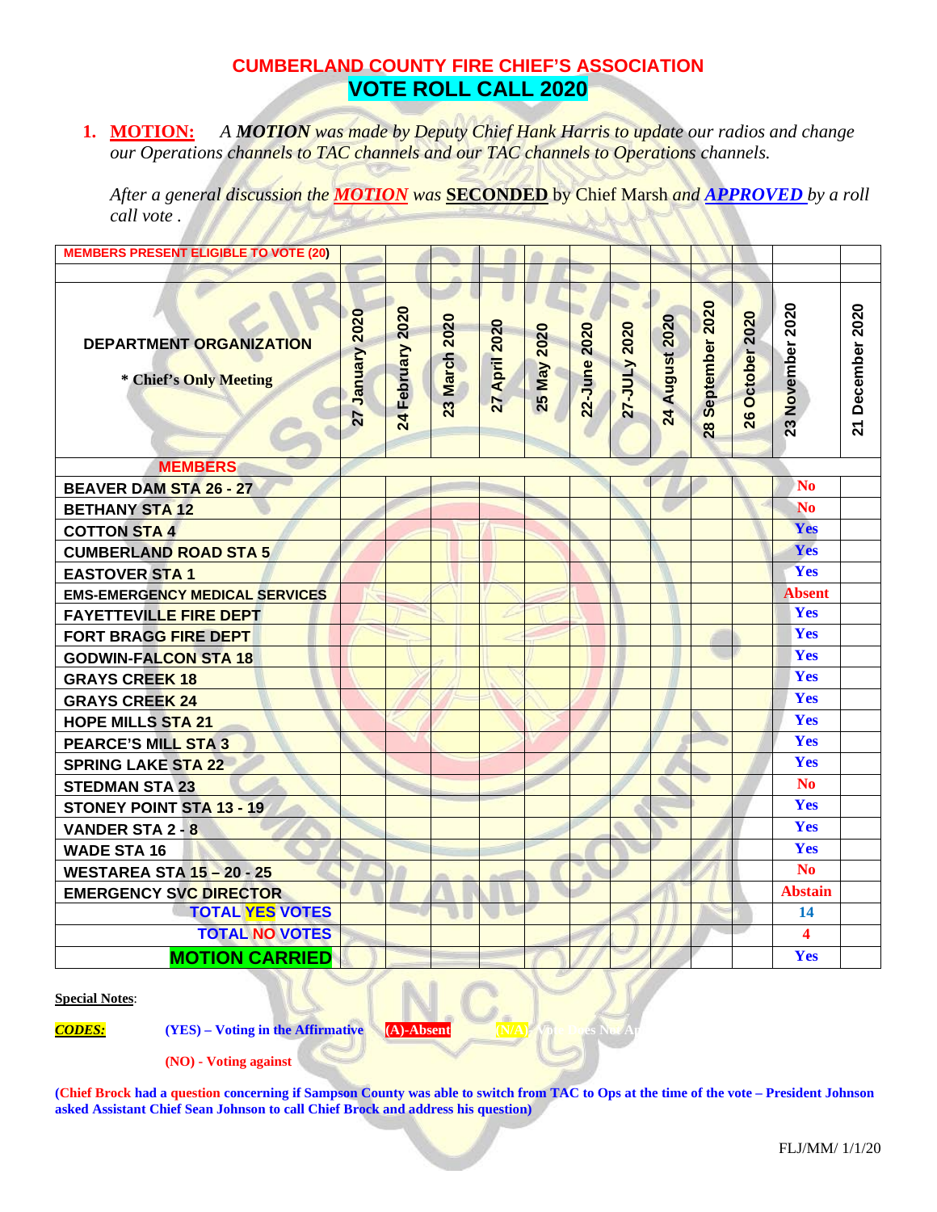## CUMBERLAND COUNTY FIRE CHIEF'S ASSOCIATION
## VOTE ROLL CALL 2020

1. **MOTION:** *A **MOTION** was made by Deputy Chief Hank Harris to update our radios and change our Operations channels to TAC channels and our TAC channels to Operations channels.*

   *After a general discussion the **MOTION** was* **SECONDED** *by Chief Marsh and* ***APPROVED*** *by a roll call vote .*

| MEMBERS PRESENT ELIGIBLE TO VOTE (20) | | | | | | | | | | | | |
|---|---|---|---|---|---|---|---|---|---|---|---|---|
| **DEPARTMENT ORGANIZATION** <br> **\* Chief's Only Meeting** | 27 January 2020 | 24 February 2020 | 23 March 2020 | 27 April 2020 | 25 May 2020 | 22-June 2020 | 27-JULy 2020 | 24 August 2020 | 28 September 2020 | 26 October 2020 | 23 November 2020 | 21 December 2020 |
| **MEMBERS** | | | | | | | | | | | | |
| BEAVER DAM STA 26 - 27 | | | | | | | | | | | No | |
| BETHANY STA 12 | | | | | | | | | | | No | |
| COTTON STA 4 | | | | | | | | | | | Yes | |
| CUMBERLAND ROAD STA 5 | | | | | | | | | | | Yes | |
| EASTOVER STA 1 | | | | | | | | | | | Yes | |
| EMS-EMERGENCY MEDICAL SERVICES | | | | | | | | | | | Absent | |
| FAYETTEVILLE FIRE DEPT | | | | | | | | | | | Yes | |
| FORT BRAGG FIRE DEPT | | | | | | | | | | | Yes | |
| GODWIN-FALCON STA 18 | | | | | | | | | | | Yes | |
| GRAYS CREEK 18 | | | | | | | | | | | Yes | |
| GRAYS CREEK 24 | | | | | | | | | | | Yes | |
| HOPE MILLS STA 21 | | | | | | | | | | | Yes | |
| PEARCE'S MILL STA 3 | | | | | | | | | | | Yes | |
| SPRING LAKE STA 22 | | | | | | | | | | | Yes | |
| STEDMAN STA 23 | | | | | | | | | | | No | |
| STONEY POINT STA 13 - 19 | | | | | | | | | | | Yes | |
| VANDER STA 2 - 8 | | | | | | | | | | | Yes | |
| WADE STA 16 | | | | | | | | | | | Yes | |
| WESTAREA STA 15 – 20 - 25 | | | | | | | | | | | No | |
| EMERGENCY SVC DIRECTOR | | | | | | | | | | | Abstain | |
| **TOTAL YES VOTES** | | | | | | | | | | | 14 | |
| **TOTAL NO VOTES** | | | | | | | | | | | 4 | |
| **MOTION CARRIED** | | | | | | | | | | | Yes | |

**Special Notes**:

***CODES:*** **(YES) – Voting in the Affirmative** **(A)-Absent** **(N/A)- Vote Does Not Apply**

**(NO) - Voting against**

**(Chief Brock had a question concerning if Sampson County was able to switch from TAC to Ops at the time of the vote – President Johnson asked Assistant Chief Sean Johnson to call Chief Brock and address his question)**

FLJ/MM/ 1/1/20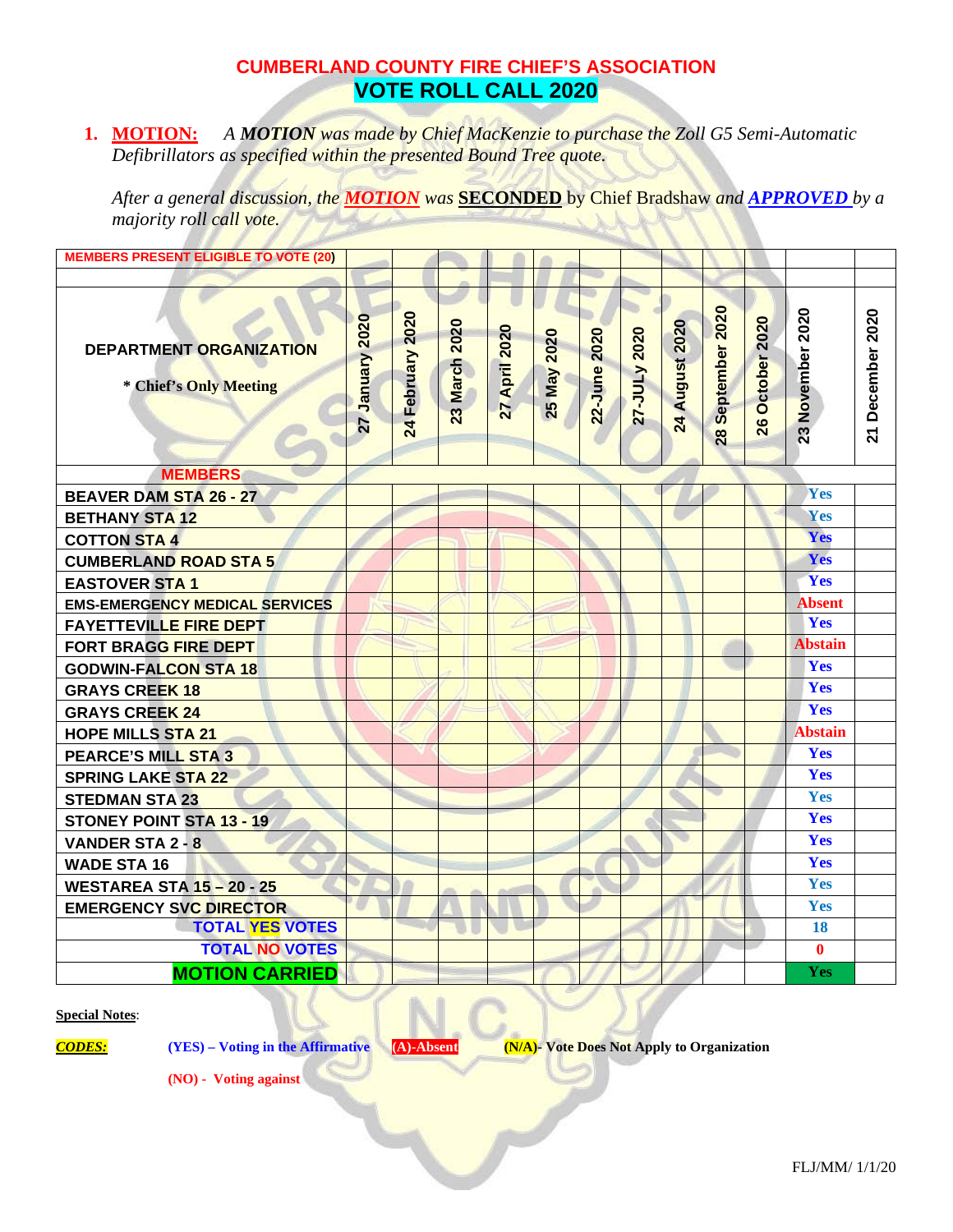# CUMBERLAND COUNTY FIRE CHIEF'S ASSOCIATION

## VOTE ROLL CALL 2020

1. **MOTION:** *A **MOTION** was made by Chief MacKenzie to purchase the Zoll G5 Semi-Automatic Defibrillators as specified within the presented Bound Tree quote.*

   *After a general discussion, the **MOTION** was* **SECONDED** by Chief Bradshaw *and **APPROVED** by a majority roll call vote.*

| MEMBERS PRESENT ELIGIBLE TO VOTE (20) | | | | | | | | | | | | |
|---|---|---|---|---|---|---|---|---|---|---|---|---|
| **DEPARTMENT ORGANIZATION** <br> **\* Chief's Only Meeting** | 27 January 2020 | 24 February 2020 | 23 March 2020 | 27 April 2020 | 25 May 2020 | 22-June 2020 | 27-JULy 2020 | 24 August 2020 | 28 September 2020 | 26 October 2020 | 23 November 2020 | 21 December 2020 |
| **MEMBERS** | | | | | | | | | | | | |
| BEAVER DAM STA 26 - 27 | | | | | | | | | | | Yes | |
| BETHANY STA 12 | | | | | | | | | | | Yes | |
| COTTON STA 4 | | | | | | | | | | | Yes | |
| CUMBERLAND ROAD STA 5 | | | | | | | | | | | Yes | |
| EASTOVER STA 1 | | | | | | | | | | | Yes | |
| EMS-EMERGENCY MEDICAL SERVICES | | | | | | | | | | | Absent | |
| FAYETTEVILLE FIRE DEPT | | | | | | | | | | | Yes | |
| FORT BRAGG FIRE DEPT | | | | | | | | | | | Abstain | |
| GODWIN-FALCON STA 18 | | | | | | | | | | | Yes | |
| GRAYS CREEK 18 | | | | | | | | | | | Yes | |
| GRAYS CREEK 24 | | | | | | | | | | | Yes | |
| HOPE MILLS STA 21 | | | | | | | | | | | Abstain | |
| PEARCE'S MILL STA 3 | | | | | | | | | | | Yes | |
| SPRING LAKE STA 22 | | | | | | | | | | | Yes | |
| STEDMAN STA 23 | | | | | | | | | | | Yes | |
| STONEY POINT STA 13 - 19 | | | | | | | | | | | Yes | |
| VANDER STA 2 - 8 | | | | | | | | | | | Yes | |
| WADE STA 16 | | | | | | | | | | | Yes | |
| WESTAREA STA 15 – 20 - 25 | | | | | | | | | | | Yes | |
| EMERGENCY SVC DIRECTOR | | | | | | | | | | | Yes | |
| **TOTAL YES VOTES** | | | | | | | | | | | 18 | |
| **TOTAL NO VOTES** | | | | | | | | | | | 0 | |
| **MOTION CARRIED** | | | | | | | | | | | Yes | |

**Special Notes**:

***CODES:*** **(YES) – Voting in the Affirmative** **(A)-Absent** **(N/A)- Vote Does Not Apply to Organization**

**(NO) - Voting against**

FLJ/MM/ 1/1/20